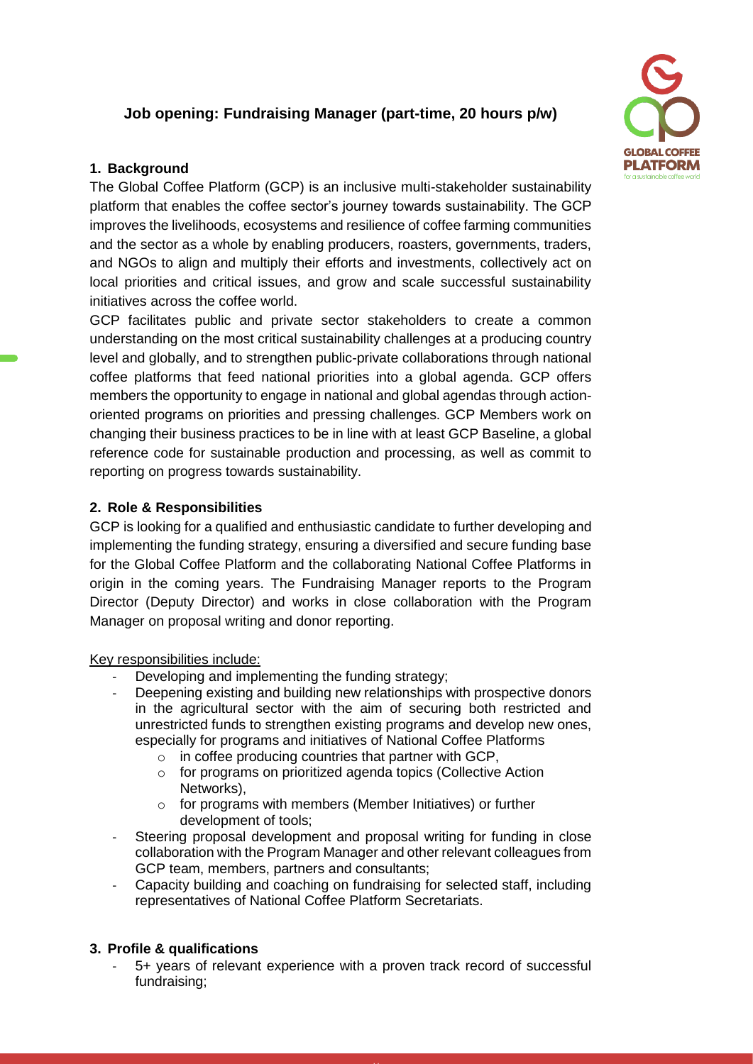# Job opening: Fundraising Manager (part-time, 20 hours p/w)

## 1. Background

The Global Coffee Platform (GCP) is an inclusive multi-stakeholder sustainability platform that enables the coffee sector's journey towards sustainability. The GCP improves the livelihoods, ecosystems and resilience of coffee farming communities and the sector as a whole by enabling producers, roasters, governments, traders, and NGOs to align and multiply their efforts and investments, collectively act on local priorities and critical issues, and grow and scale successful sustainability initiatives across the coffee world.

GCP facilitates public and private sector stakeholders to create a common understanding on the most critical sustainability challenges at a producing country level and globally, and to strengthen public-private collaborations through national coffee platforms that feed national priorities into a global agenda. GCP offers members the opportunity to engage in national and global agendas through action-oriented programs on priorities and pressing challenges. GCP Members work on changing their business practices to be in line with at least GCP Baseline, a global reference code for sustainable production and processing, as well as commit to reporting on progress towards sustainability.

## 2. Role & Responsibilities

GCP is looking for a qualified and enthusiastic candidate to further developing and implementing the funding strategy, ensuring a diversified and secure funding base for the Global Coffee Platform and the collaborating National Coffee Platforms in origin in the coming years. The Fundraising Manager reports to the Program Director (Deputy Director) and works in close collaboration with the Program Manager on proposal writing and donor reporting.

Key responsibilities include:

- Developing and implementing the funding strategy;
- Deepening existing and building new relationships with prospective donors in the agricultural sector with the aim of securing both restricted and unrestricted funds to strengthen existing programs and develop new ones, especially for programs and initiatives of National Coffee Platforms
  - in coffee producing countries that partner with GCP,
  - for programs on prioritized agenda topics (Collective Action Networks),
  - for programs with members (Member Initiatives) or further development of tools;
- Steering proposal development and proposal writing for funding in close collaboration with the Program Manager and other relevant colleagues from GCP team, members, partners and consultants;
- Capacity building and coaching on fundraising for selected staff, including representatives of National Coffee Platform Secretariats.

## 3. Profile & qualifications

- 5+ years of relevant experience with a proven track record of successful fundraising;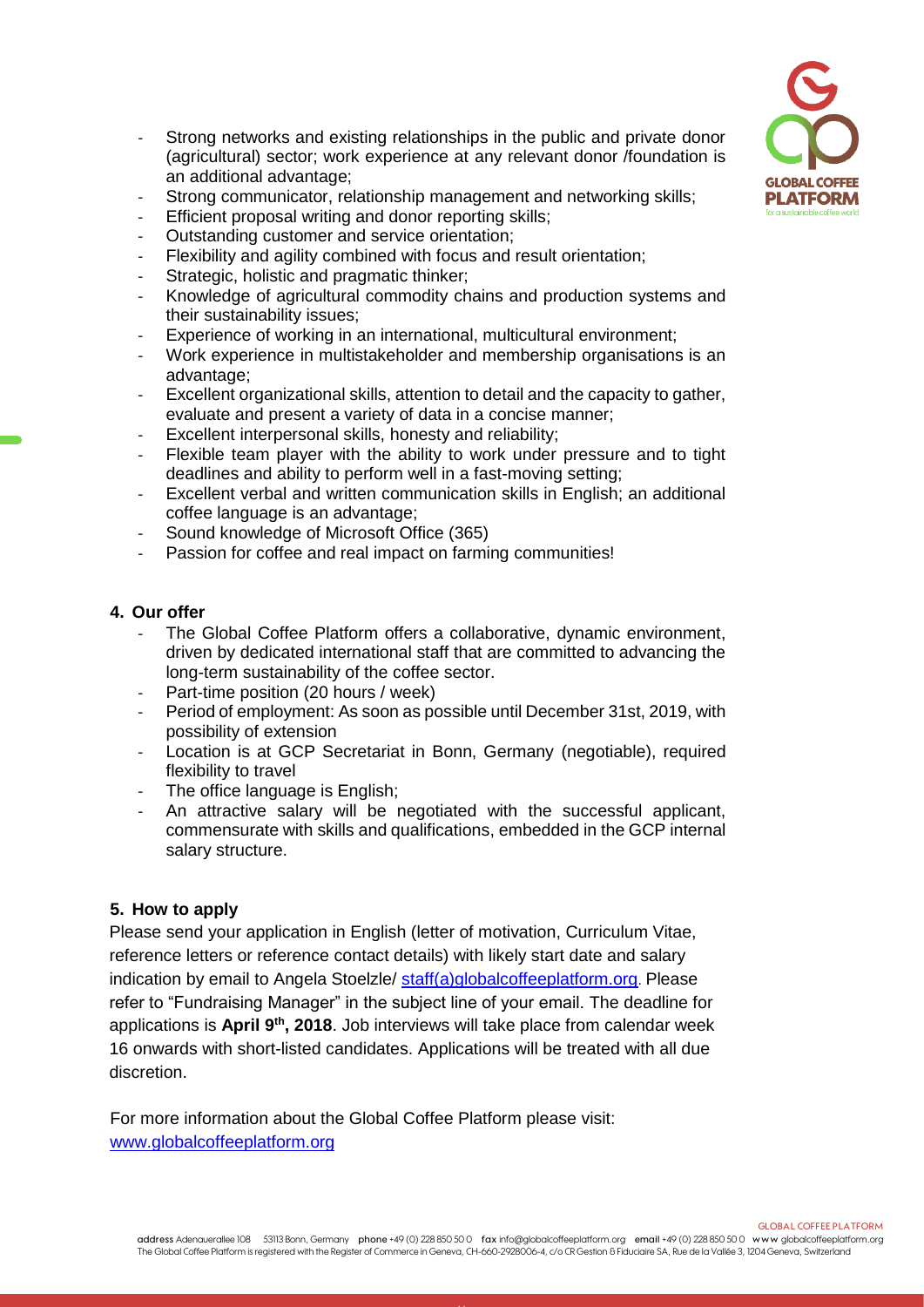- Strong networks and existing relationships in the public and private donor (agricultural) sector; work experience at any relevant donor /foundation is an additional advantage;
- Strong communicator, relationship management and networking skills;
- Efficient proposal writing and donor reporting skills;
- Outstanding customer and service orientation;
- Flexibility and agility combined with focus and result orientation;
- Strategic, holistic and pragmatic thinker;
- Knowledge of agricultural commodity chains and production systems and their sustainability issues;
- Experience of working in an international, multicultural environment;
- Work experience in multistakeholder and membership organisations is an advantage;
- Excellent organizational skills, attention to detail and the capacity to gather, evaluate and present a variety of data in a concise manner;
- Excellent interpersonal skills, honesty and reliability;
- Flexible team player with the ability to work under pressure and to tight deadlines and ability to perform well in a fast-moving setting;
- Excellent verbal and written communication skills in English; an additional coffee language is an advantage;
- Sound knowledge of Microsoft Office (365)
- Passion for coffee and real impact on farming communities!

## 4. Our offer

- The Global Coffee Platform offers a collaborative, dynamic environment, driven by dedicated international staff that are committed to advancing the long-term sustainability of the coffee sector.
- Part-time position (20 hours / week)
- Period of employment: As soon as possible until December 31st, 2019, with possibility of extension
- Location is at GCP Secretariat in Bonn, Germany (negotiable), required flexibility to travel
- The office language is English;
- An attractive salary will be negotiated with the successful applicant, commensurate with skills and qualifications, embedded in the GCP internal salary structure.

## 5. How to apply

Please send your application in English (letter of motivation, Curriculum Vitae, reference letters or reference contact details) with likely start date and salary indication by email to Angela Stoelzle/ staff(a)globalcoffeeplatform.org. Please refer to "Fundraising Manager" in the subject line of your email. The deadline for applications is **April 9th, 2018**. Job interviews will take place from calendar week 16 onwards with short-listed candidates. Applications will be treated with all due discretion.

For more information about the Global Coffee Platform please visit: www.globalcoffeeplatform.org